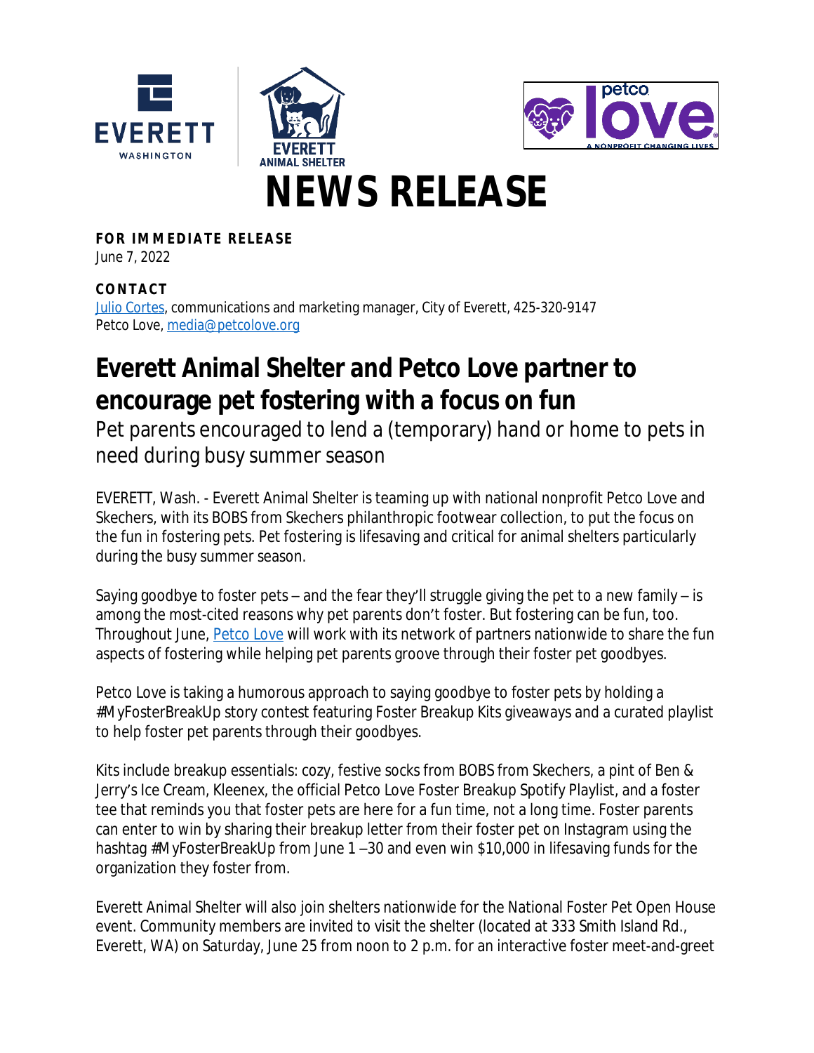# NEWS RELEASE

**FOR IMMEDIATE RELEASE**
June 7, 2022

**CONTACT**
Julio Cortes, communications and marketing manager, City of Everett, 425-320-9147
Petco Love, media@petcolove.org

## Everett Animal Shelter and Petco Love partner to encourage pet fostering with a focus on fun

Pet parents encouraged to lend a (temporary) hand or home to pets in need during busy summer season

EVERETT, Wash. - Everett Animal Shelter is teaming up with national nonprofit Petco Love and Skechers, with its BOBS from Skechers philanthropic footwear collection, to put the focus on the fun in fostering pets. Pet fostering is lifesaving and critical for animal shelters particularly during the busy summer season.

Saying goodbye to foster pets – and the fear they'll struggle giving the pet to a new family – is among the most-cited reasons why pet parents don't foster. But fostering can be fun, too. Throughout June, Petco Love will work with its network of partners nationwide to share the fun aspects of fostering while helping pet parents groove through their foster pet goodbyes.

Petco Love is taking a humorous approach to saying goodbye to foster pets by holding a #MyFosterBreakUp story contest featuring Foster Breakup Kits giveaways and a curated playlist to help foster pet parents through their goodbyes.

Kits include breakup essentials: cozy, festive socks from BOBS from Skechers, a pint of Ben & Jerry's Ice Cream, Kleenex, the official Petco Love Foster Breakup Spotify Playlist, and a foster tee that reminds you that foster pets are here for a fun time, not a long time. Foster parents can enter to win by sharing their breakup letter from their foster pet on Instagram using the hashtag #MyFosterBreakUp from June 1 –30 and even win $10,000 in lifesaving funds for the organization they foster from.

Everett Animal Shelter will also join shelters nationwide for the National Foster Pet Open House event. Community members are invited to visit the shelter (located at 333 Smith Island Rd., Everett, WA) on Saturday, June 25 from noon to 2 p.m. for an interactive foster meet-and-greet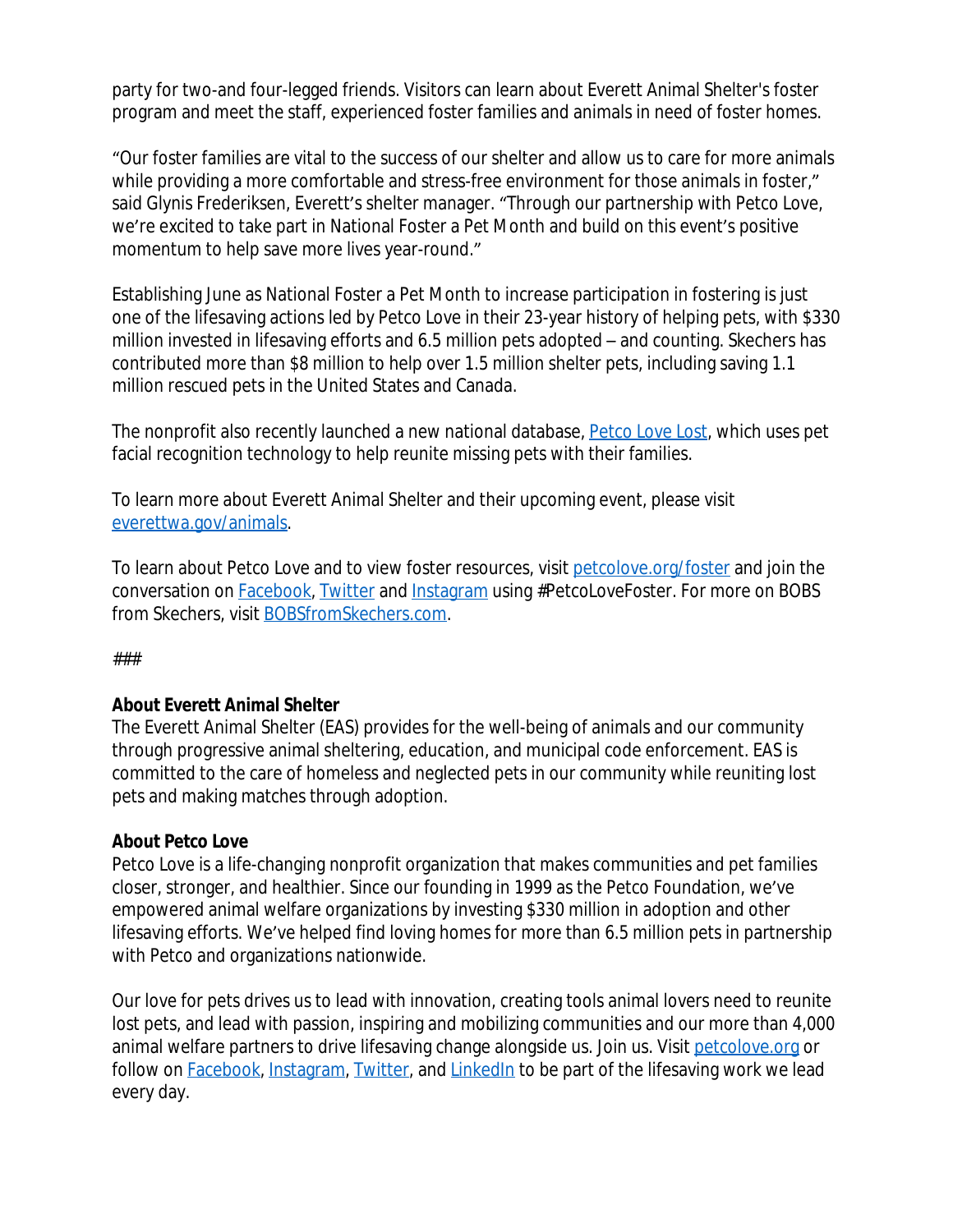party for two-and four-legged friends. Visitors can learn about Everett Animal Shelter's foster program and meet the staff, experienced foster families and animals in need of foster homes.

“Our foster families are vital to the success of our shelter and allow us to care for more animals while providing a more comfortable and stress-free environment for those animals in foster,” said Glynis Frederiksen, Everett’s shelter manager. “Through our partnership with Petco Love, we’re excited to take part in National Foster a Pet Month and build on this event’s positive momentum to help save more lives year-round.”

Establishing June as National Foster a Pet Month to increase participation in fostering is just one of the lifesaving actions led by Petco Love in their 23-year history of helping pets, with $330 million invested in lifesaving efforts and 6.5 million pets adopted – and counting. Skechers has contributed more than $8 million to help over 1.5 million shelter pets, including saving 1.1 million rescued pets in the United States and Canada.

The nonprofit also recently launched a new national database, [Petco Love Lost](), which uses pet facial recognition technology to help reunite missing pets with their families.

To learn more about Everett Animal Shelter and their upcoming event, please visit [everettwa.gov/animals]().

To learn about Petco Love and to view foster resources, visit [petcolove.org/foster]() and join the conversation on [Facebook](), [Twitter]() and [Instagram]() using #PetcoLoveFoster. For more on BOBS from Skechers, visit [BOBSfromSkechers.com]().

###

**About Everett Animal Shelter**
The Everett Animal Shelter (EAS) provides for the well-being of animals and our community through progressive animal sheltering, education, and municipal code enforcement. EAS is committed to the care of homeless and neglected pets in our community while reuniting lost pets and making matches through adoption.

**About Petco Love**
Petco Love is a life-changing nonprofit organization that makes communities and pet families closer, stronger, and healthier. Since our founding in 1999 as the Petco Foundation, we’ve empowered animal welfare organizations by investing $330 million in adoption and other lifesaving efforts. We’ve helped find loving homes for more than 6.5 million pets in partnership with Petco and organizations nationwide.

Our love for pets drives us to lead with innovation, creating tools animal lovers need to reunite lost pets, and lead with passion, inspiring and mobilizing communities and our more than 4,000 animal welfare partners to drive lifesaving change alongside us. Join us. Visit [petcolove.org]() or follow on [Facebook](), [Instagram](), [Twitter](), and [LinkedIn]() to be part of the lifesaving work we lead every day.